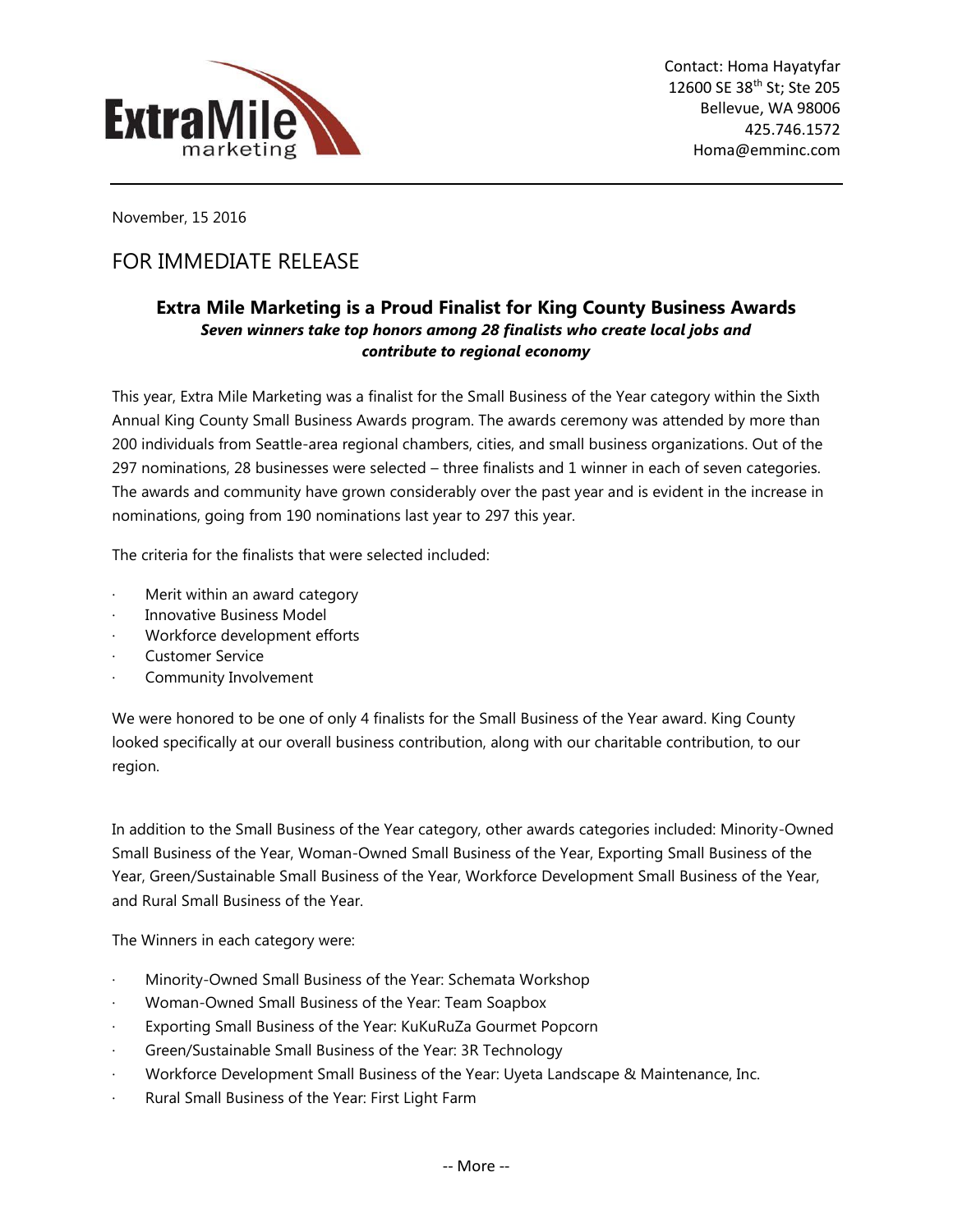ExtraMile marketing

Contact: Homa Hayatyfar
12600 SE 38th St; Ste 205
Bellevue, WA 98006
425.746.1572
Homa@emminc.com

November, 15 2016

## FOR IMMEDIATE RELEASE

### Extra Mile Marketing is a Proud Finalist for King County Business Awards

***Seven winners take top honors among 28 finalists who create local jobs and contribute to regional economy***

This year, Extra Mile Marketing was a finalist for the Small Business of the Year category within the Sixth Annual King County Small Business Awards program. The awards ceremony was attended by more than 200 individuals from Seattle-area regional chambers, cities, and small business organizations. Out of the 297 nominations, 28 businesses were selected – three finalists and 1 winner in each of seven categories. The awards and community have grown considerably over the past year and is evident in the increase in nominations, going from 190 nominations last year to 297 this year.

The criteria for the finalists that were selected included:

- Merit within an award category
- Innovative Business Model
- Workforce development efforts
- Customer Service
- Community Involvement

We were honored to be one of only 4 finalists for the Small Business of the Year award. King County looked specifically at our overall business contribution, along with our charitable contribution, to our region.

In addition to the Small Business of the Year category, other awards categories included: Minority-Owned Small Business of the Year, Woman-Owned Small Business of the Year, Exporting Small Business of the Year, Green/Sustainable Small Business of the Year, Workforce Development Small Business of the Year, and Rural Small Business of the Year.

The Winners in each category were:

- Minority-Owned Small Business of the Year: Schemata Workshop
- Woman-Owned Small Business of the Year: Team Soapbox
- Exporting Small Business of the Year: KuKuRuZa Gourmet Popcorn
- Green/Sustainable Small Business of the Year: 3R Technology
- Workforce Development Small Business of the Year: Uyeta Landscape & Maintenance, Inc.
- Rural Small Business of the Year: First Light Farm

-- More --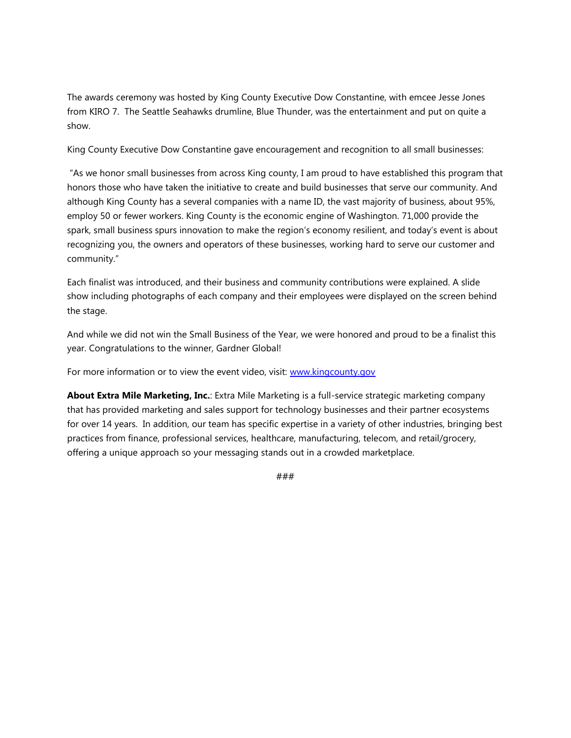The awards ceremony was hosted by King County Executive Dow Constantine, with emcee Jesse Jones from KIRO 7. The Seattle Seahawks drumline, Blue Thunder, was the entertainment and put on quite a show.

King County Executive Dow Constantine gave encouragement and recognition to all small businesses:

"As we honor small businesses from across King county, I am proud to have established this program that honors those who have taken the initiative to create and build businesses that serve our community. And although King County has a several companies with a name ID, the vast majority of business, about 95%, employ 50 or fewer workers. King County is the economic engine of Washington. 71,000 provide the spark, small business spurs innovation to make the region's economy resilient, and today's event is about recognizing you, the owners and operators of these businesses, working hard to serve our customer and community."

Each finalist was introduced, and their business and community contributions were explained. A slide show including photographs of each company and their employees were displayed on the screen behind the stage.

And while we did not win the Small Business of the Year, we were honored and proud to be a finalist this year. Congratulations to the winner, Gardner Global!

For more information or to view the event video, visit: [www.kingcounty.gov](http://www.kingcounty.gov)

**About Extra Mile Marketing, Inc.**: Extra Mile Marketing is a full-service strategic marketing company that has provided marketing and sales support for technology businesses and their partner ecosystems for over 14 years. In addition, our team has specific expertise in a variety of other industries, bringing best practices from finance, professional services, healthcare, manufacturing, telecom, and retail/grocery, offering a unique approach so your messaging stands out in a crowded marketplace.

###